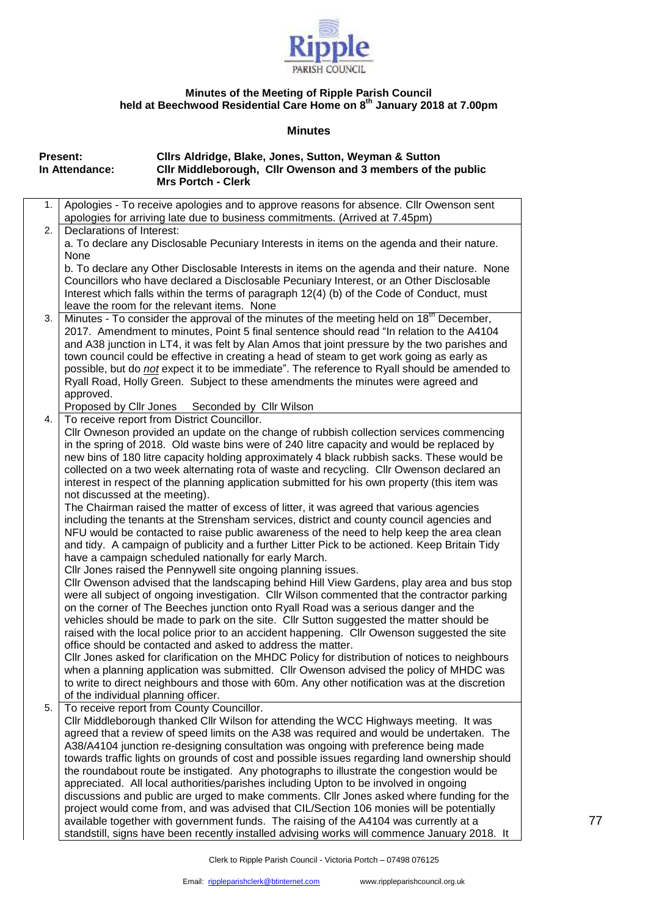**Ripple PARISH COUNCIL**

**Minutes of the Meeting of Ripple Parish Council held at Beechwood Residential Care Home on 8th January 2018 at 7.00pm**

**Minutes**

**Present:** **Cllrs Aldridge, Blake, Jones, Sutton, Weyman & Sutton**
**In Attendance:** **Cllr Middleborough, Cllr Owenson and 3 members of the public**
**Mrs Portch - Clerk**

| | |
|---|---|
| 1. | Apologies - To receive apologies and to approve reasons for absence. Cllr Owenson sent apologies for arriving late due to business commitments. (Arrived at 7.45pm) |
| 2. | Declarations of Interest:<br>a. To declare any Disclosable Pecuniary Interests in items on the agenda and their nature. None<br>b. To declare any Other Disclosable Interests in items on the agenda and their nature. None<br>Councillors who have declared a Disclosable Pecuniary Interest, or an Other Disclosable Interest which falls within the terms of paragraph 12(4) (b) of the Code of Conduct, must leave the room for the relevant items. None |
| 3. | Minutes - To consider the approval of the minutes of the meeting held on 18th December, 2017. Amendment to minutes, Point 5 final sentence should read "In relation to the A4104 and A38 junction in LT4, it was felt by Alan Amos that joint pressure by the two parishes and town council could be effective in creating a head of steam to get work going as early as possible, but do *not* expect it to be immediate". The reference to Ryall should be amended to Ryall Road, Holly Green. Subject to these amendments the minutes were agreed and approved.<br>Proposed by Cllr Jones Seconded by Cllr Wilson |
| 4. | To receive report from District Councillor.<br>Cllr Owneson provided an update on the change of rubbish collection services commencing in the spring of 2018. Old waste bins were of 240 litre capacity and would be replaced by new bins of 180 litre capacity holding approximately 4 black rubbish sacks. These would be collected on a two week alternating rota of waste and recycling. Cllr Owenson declared an interest in respect of the planning application submitted for his own property (this item was not discussed at the meeting).<br>The Chairman raised the matter of excess of litter, it was agreed that various agencies including the tenants at the Strensham services, district and county council agencies and NFU would be contacted to raise public awareness of the need to help keep the area clean and tidy. A campaign of publicity and a further Litter Pick to be actioned. Keep Britain Tidy have a campaign scheduled nationally for early March.<br>Cllr Jones raised the Pennywell site ongoing planning issues.<br>Cllr Owenson advised that the landscaping behind Hill View Gardens, play area and bus stop were all subject of ongoing investigation. Cllr Wilson commented that the contractor parking on the corner of The Beeches junction onto Ryall Road was a serious danger and the vehicles should be made to park on the site. Cllr Sutton suggested the matter should be raised with the local police prior to an accident happening. Cllr Owenson suggested the site office should be contacted and asked to address the matter.<br>Cllr Jones asked for clarification on the MHDC Policy for distribution of notices to neighbours when a planning application was submitted. Cllr Owenson advised the policy of MHDC was to write to direct neighbours and those with 60m. Any other notification was at the discretion of the individual planning officer. |
| 5. | To receive report from County Councillor.<br>Cllr Middleborough thanked Cllr Wilson for attending the WCC Highways meeting. It was agreed that a review of speed limits on the A38 was required and would be undertaken. The A38/A4104 junction re-designing consultation was ongoing with preference being made towards traffic lights on grounds of cost and possible issues regarding land ownership should the roundabout route be instigated. Any photographs to illustrate the congestion would be appreciated. All local authorities/parishes including Upton to be involved in ongoing discussions and public are urged to make comments. Cllr Jones asked where funding for the project would come from, and was advised that CIL/Section 106 monies will be potentially available together with government funds. The raising of the A4104 was currently at a standstill, signs have been recently installed advising works will commence January 2018. It |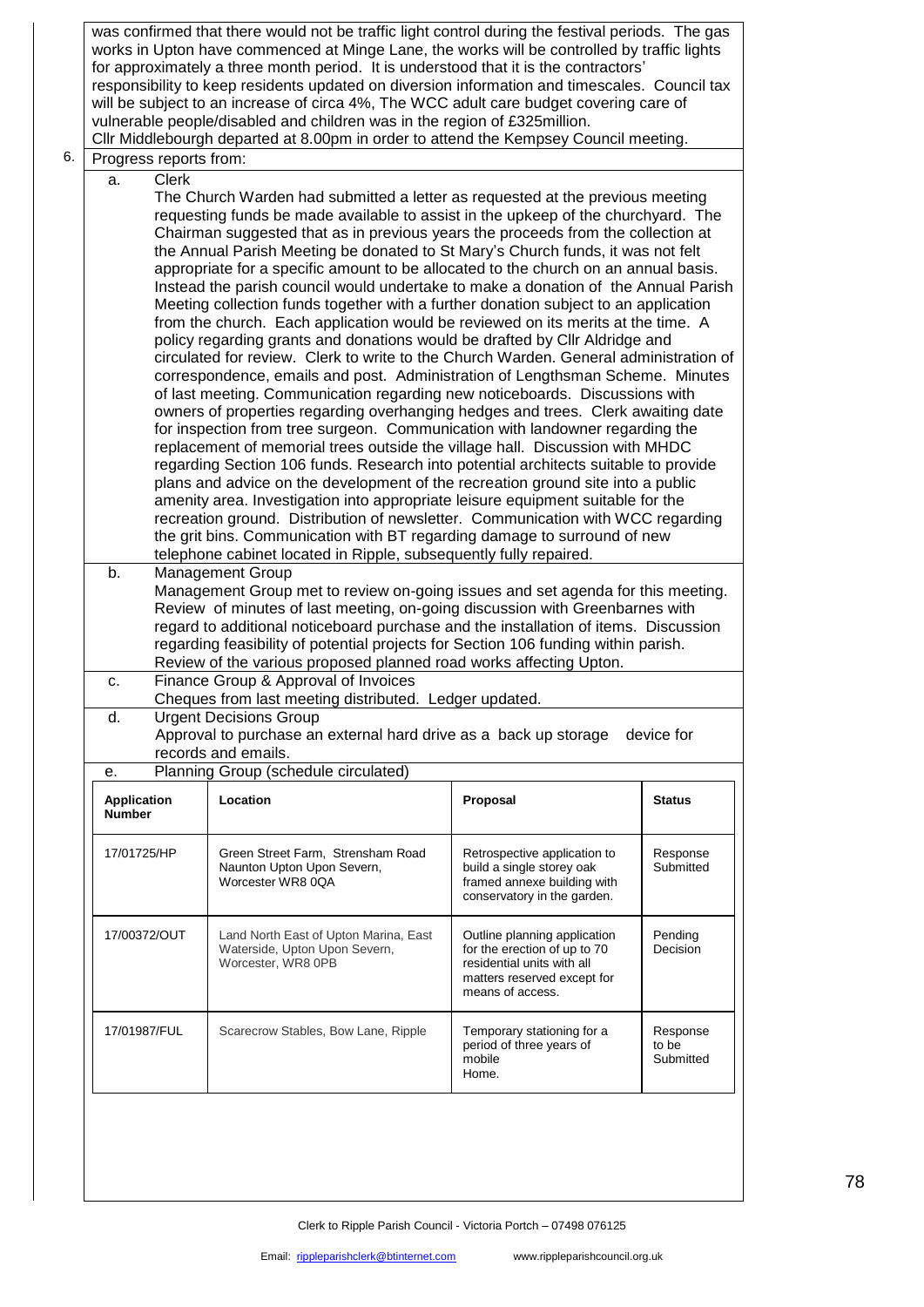was confirmed that there would not be traffic light control during the festival periods. The gas works in Upton have commenced at Minge Lane, the works will be controlled by traffic lights for approximately a three month period. It is understood that it is the contractors' responsibility to keep residents updated on diversion information and timescales. Council tax will be subject to an increase of circa 4%, The WCC adult care budget covering care of vulnerable people/disabled and children was in the region of £325million.
Cllr Middlebourgh departed at 8.00pm in order to attend the Kempsey Council meeting.

6. Progress reports from:

a. Clerk

The Church Warden had submitted a letter as requested at the previous meeting requesting funds be made available to assist in the upkeep of the churchyard. The Chairman suggested that as in previous years the proceeds from the collection at the Annual Parish Meeting be donated to St Mary's Church funds, it was not felt appropriate for a specific amount to be allocated to the church on an annual basis. Instead the parish council would undertake to make a donation of the Annual Parish Meeting collection funds together with a further donation subject to an application from the church. Each application would be reviewed on its merits at the time. A policy regarding grants and donations would be drafted by Cllr Aldridge and circulated for review. Clerk to write to the Church Warden. General administration of correspondence, emails and post. Administration of Lengthsman Scheme. Minutes of last meeting. Communication regarding new noticeboards. Discussions with owners of properties regarding overhanging hedges and trees. Clerk awaiting date for inspection from tree surgeon. Communication with landowner regarding the replacement of memorial trees outside the village hall. Discussion with MHDC regarding Section 106 funds. Research into potential architects suitable to provide plans and advice on the development of the recreation ground site into a public amenity area. Investigation into appropriate leisure equipment suitable for the recreation ground. Distribution of newsletter. Communication with WCC regarding the grit bins. Communication with BT regarding damage to surround of new telephone cabinet located in Ripple, subsequently fully repaired.

b. Management Group

Management Group met to review on-going issues and set agenda for this meeting. Review of minutes of last meeting, on-going discussion with Greenbarnes with regard to additional noticeboard purchase and the installation of items. Discussion regarding feasibility of potential projects for Section 106 funding within parish. Review of the various proposed planned road works affecting Upton.

c. Finance Group & Approval of Invoices

Cheques from last meeting distributed. Ledger updated.

d. Urgent Decisions Group

Approval to purchase an external hard drive as a back up storage device for records and emails.

e. Planning Group (schedule circulated)

| Application Number | Location | Proposal | Status |
|---|---|---|---|
| 17/01725/HP | Green Street Farm, Strensham Road Naunton Upton Upon Severn, Worcester WR8 0QA | Retrospective application to build a single storey oak framed annexe building with conservatory in the garden. | Response Submitted |
| 17/00372/OUT | Land North East of Upton Marina, East Waterside, Upton Upon Severn, Worcester, WR8 0PB | Outline planning application for the erection of up to 70 residential units with all matters reserved except for means of access. | Pending Decision |
| 17/01987/FUL | Scarecrow Stables, Bow Lane, Ripple | Temporary stationing for a period of three years of mobile Home. | Response to be Submitted |

Clerk to Ripple Parish Council - Victoria Portch – 07498 076125

Email: rippleparishclerk@btinternet.com www.rippleparishcouncil.org.uk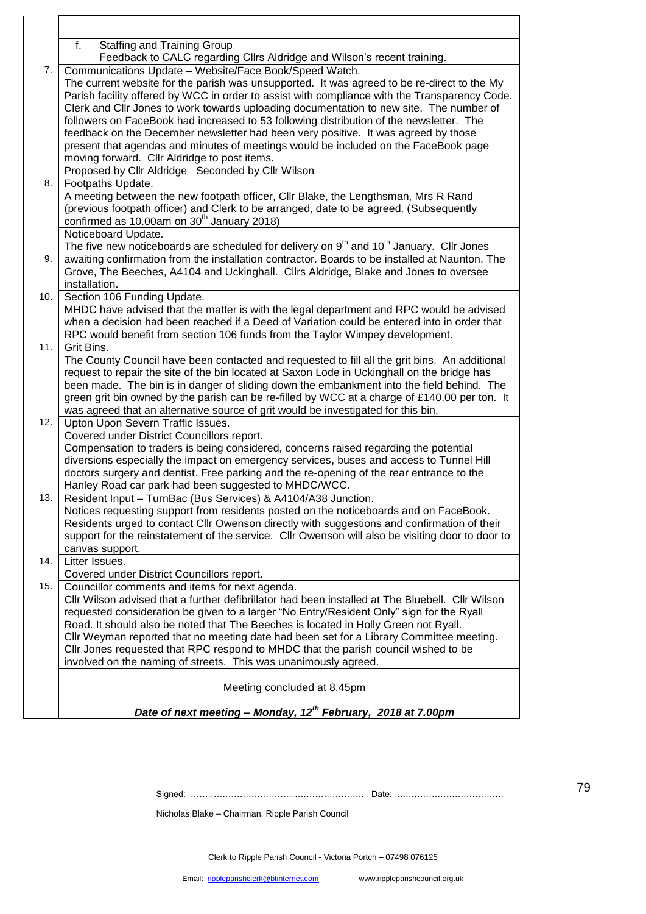| | |
|---|---|
| | f. Staffing and Training Group<br>Feedback to CALC regarding Cllrs Aldridge and Wilson's recent training. |
| 7. | Communications Update – Website/Face Book/Speed Watch.<br>The current website for the parish was unsupported. It was agreed to be re-direct to the My Parish facility offered by WCC in order to assist with compliance with the Transparency Code. Clerk and Cllr Jones to work towards uploading documentation to new site. The number of followers on FaceBook had increased to 53 following distribution of the newsletter. The feedback on the December newsletter had been very positive. It was agreed by those present that agendas and minutes of meetings would be included on the FaceBook page moving forward. Cllr Aldridge to post items.<br>Proposed by Cllr Aldridge Seconded by Cllr Wilson |
| 8. | Footpaths Update.<br>A meeting between the new footpath officer, Cllr Blake, the Lengthsman, Mrs R Rand (previous footpath officer) and Clerk to be arranged, date to be agreed. (Subsequently confirmed as 10.00am on 30th January 2018) |
| 9. | Noticeboard Update.<br>The five new noticeboards are scheduled for delivery on 9th and 10th January. Cllr Jones awaiting confirmation from the installation contractor. Boards to be installed at Naunton, The Grove, The Beeches, A4104 and Uckinghall. Cllrs Aldridge, Blake and Jones to oversee installation. |
| 10. | Section 106 Funding Update.<br>MHDC have advised that the matter is with the legal department and RPC would be advised when a decision had been reached if a Deed of Variation could be entered into in order that RPC would benefit from section 106 funds from the Taylor Wimpey development. |
| 11. | Grit Bins.<br>The County Council have been contacted and requested to fill all the grit bins. An additional request to repair the site of the bin located at Saxon Lode in Uckinghall on the bridge has been made. The bin is in danger of sliding down the embankment into the field behind. The green grit bin owned by the parish can be re-filled by WCC at a charge of £140.00 per ton. It was agreed that an alternative source of grit would be investigated for this bin. |
| 12. | Upton Upon Severn Traffic Issues.<br>Covered under District Councillors report.<br>Compensation to traders is being considered, concerns raised regarding the potential diversions especially the impact on emergency services, buses and access to Tunnel Hill doctors surgery and dentist. Free parking and the re-opening of the rear entrance to the Hanley Road car park had been suggested to MHDC/WCC. |
| 13. | Resident Input – TurnBac (Bus Services) & A4104/A38 Junction.<br>Notices requesting support from residents posted on the noticeboards and on FaceBook. Residents urged to contact Cllr Owenson directly with suggestions and confirmation of their support for the reinstatement of the service. Cllr Owenson will also be visiting door to door to canvas support. |
| 14. | Litter Issues.<br>Covered under District Councillors report. |
| 15. | Councillor comments and items for next agenda.<br>Cllr Wilson advised that a further defibrillator had been installed at The Bluebell. Cllr Wilson requested consideration be given to a larger "No Entry/Resident Only" sign for the Ryall Road. It should also be noted that The Beeches is located in Holly Green not Ryall.<br>Cllr Weyman reported that no meeting date had been set for a Library Committee meeting.<br>Cllr Jones requested that RPC respond to MHDC that the parish council wished to be involved on the naming of streets. This was unanimously agreed. |
| | Meeting concluded at 8.45pm |
| | ***Date of next meeting – Monday, 12th February, 2018 at 7.00pm*** |

Signed: …………………………………………………. Date: ……………………………….

Nicholas Blake – Chairman, Ripple Parish Council

Clerk to Ripple Parish Council - Victoria Portch – 07498 076125

Email: rippleparishclerk@btinternet.com www.rippleparishcouncil.org.uk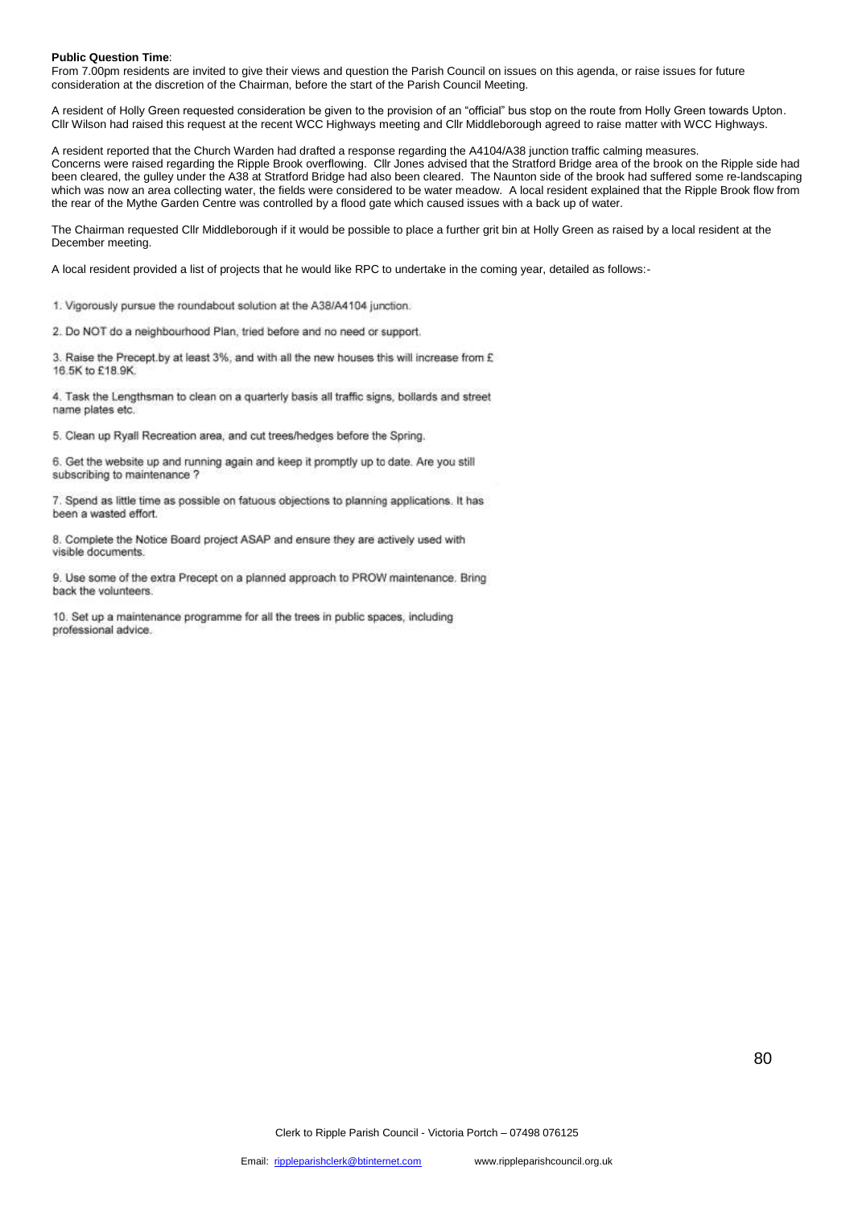**Public Question Time**:
From 7.00pm residents are invited to give their views and question the Parish Council on issues on this agenda, or raise issues for future consideration at the discretion of the Chairman, before the start of the Parish Council Meeting.

A resident of Holly Green requested consideration be given to the provision of an "official" bus stop on the route from Holly Green towards Upton. Cllr Wilson had raised this request at the recent WCC Highways meeting and Cllr Middleborough agreed to raise matter with WCC Highways.

A resident reported that the Church Warden had drafted a response regarding the A4104/A38 junction traffic calming measures.
Concerns were raised regarding the Ripple Brook overflowing. Cllr Jones advised that the Stratford Bridge area of the brook on the Ripple side had been cleared, the gulley under the A38 at Stratford Bridge had also been cleared. The Naunton side of the brook had suffered some re-landscaping which was now an area collecting water, the fields were considered to be water meadow. A local resident explained that the Ripple Brook flow from the rear of the Mythe Garden Centre was controlled by a flood gate which caused issues with a back up of water.

The Chairman requested Cllr Middleborough if it would be possible to place a further grit bin at Holly Green as raised by a local resident at the December meeting.

A local resident provided a list of projects that he would like RPC to undertake in the coming year, detailed as follows:-

1. Vigorously pursue the roundabout solution at the A38/A4104 junction.

2. Do NOT do a neighbourhood Plan, tried before and no need or support.

3. Raise the Precept.by at least 3%, and with all the new houses this will increase from £ 16.5K to £18.9K.

4. Task the Lengthsman to clean on a quarterly basis all traffic signs, bollards and street name plates etc.

5. Clean up Ryall Recreation area, and cut trees/hedges before the Spring.

6. Get the website up and running again and keep it promptly up to date. Are you still subscribing to maintenance ?

7. Spend as little time as possible on fatuous objections to planning applications. It has been a wasted effort.

8. Complete the Notice Board project ASAP and ensure they are actively used with visible documents.

9. Use some of the extra Precept on a planned approach to PROW maintenance. Bring back the volunteers.

10. Set up a maintenance programme for all the trees in public spaces, including professional advice.

Clerk to Ripple Parish Council - Victoria Portch – 07498 076125

Email: rippleparishclerk@btinternet.com www.rippleparishcouncil.org.uk